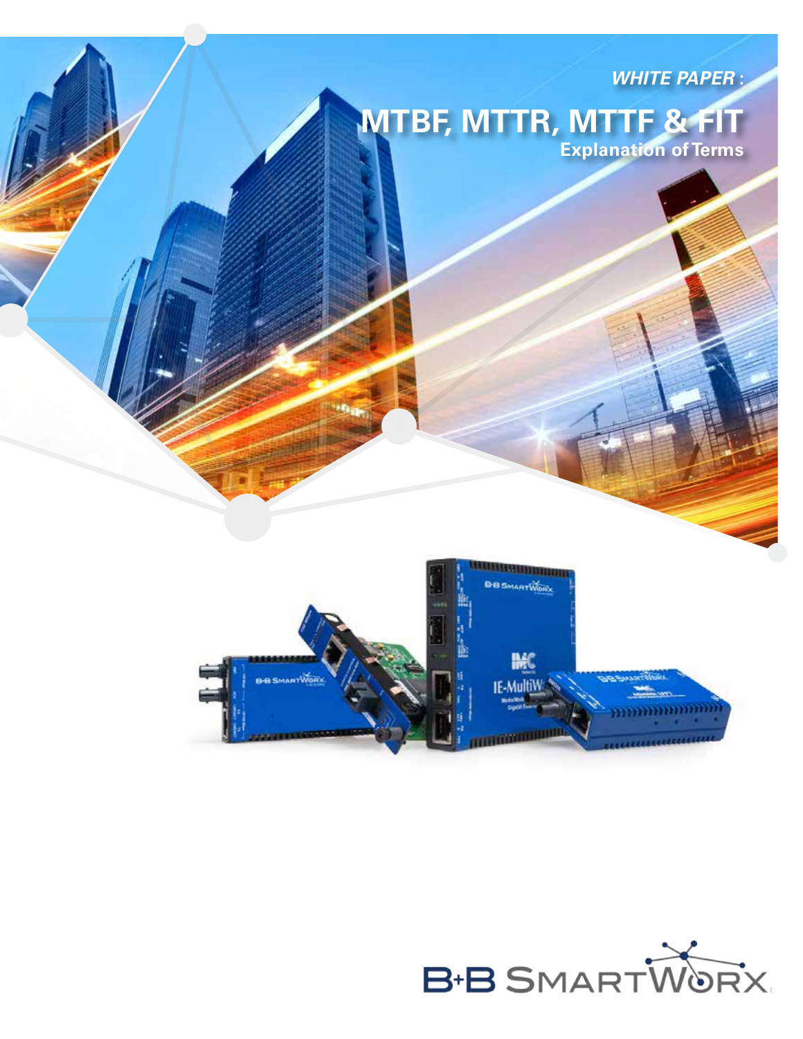*WHITE PAPER*:

# MTBF, MTTR, MTTF & FIT

## Explanation of Terms

B+B SMARTWORX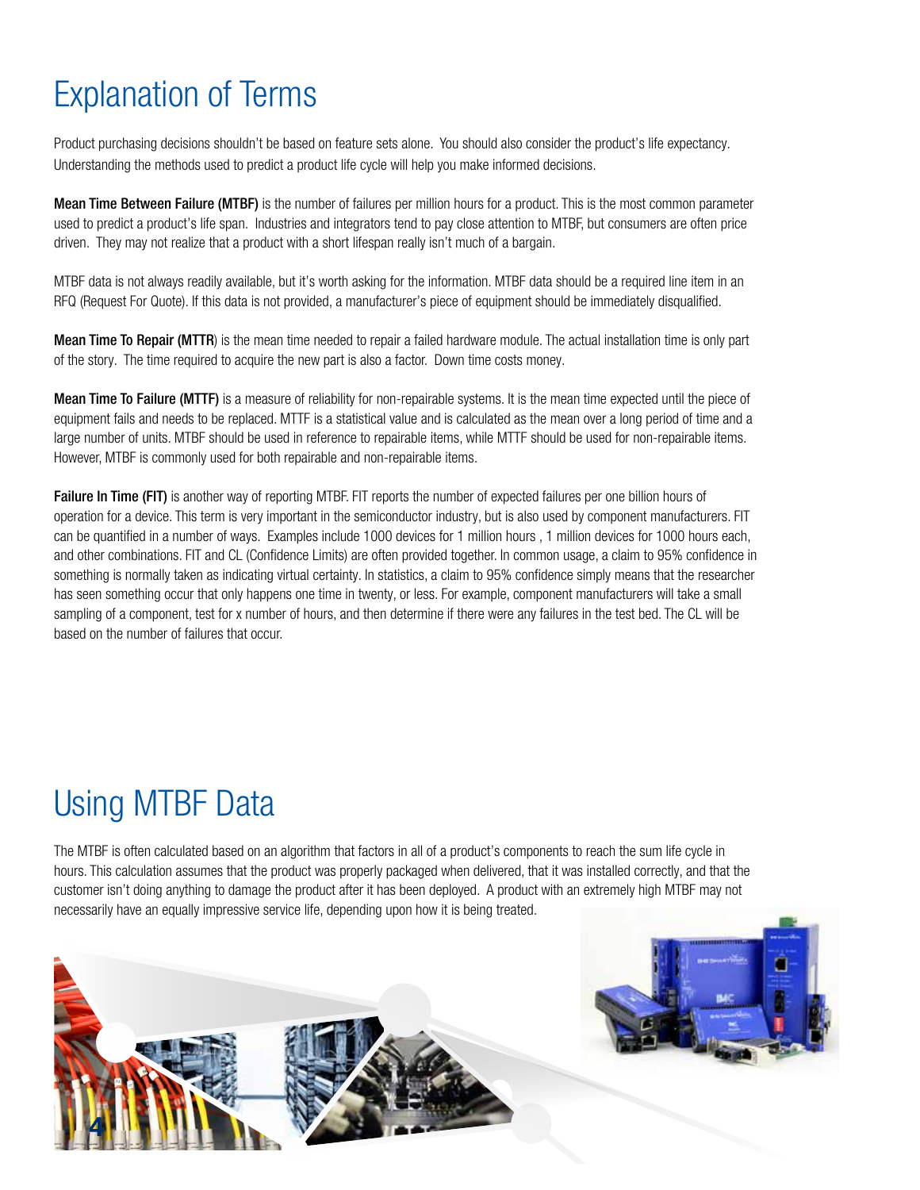# Explanation of Terms

Product purchasing decisions shouldn't be based on feature sets alone. You should also consider the product's life expectancy. Understanding the methods used to predict a product life cycle will help you make informed decisions.

**Mean Time Between Failure (MTBF)** is the number of failures per million hours for a product. This is the most common parameter used to predict a product's life span. Industries and integrators tend to pay close attention to MTBF, but consumers are often price driven. They may not realize that a product with a short lifespan really isn't much of a bargain.

MTBF data is not always readily available, but it's worth asking for the information. MTBF data should be a required line item in an RFQ (Request For Quote). If this data is not provided, a manufacturer's piece of equipment should be immediately disqualified.

**Mean Time To Repair (MTTR**) is the mean time needed to repair a failed hardware module. The actual installation time is only part of the story. The time required to acquire the new part is also a factor. Down time costs money.

**Mean Time To Failure (MTTF)** is a measure of reliability for non-repairable systems. It is the mean time expected until the piece of equipment fails and needs to be replaced. MTTF is a statistical value and is calculated as the mean over a long period of time and a large number of units. MTBF should be used in reference to repairable items, while MTTF should be used for non-repairable items. However, MTBF is commonly used for both repairable and non-repairable items.

**Failure In Time (FIT)** is another way of reporting MTBF. FIT reports the number of expected failures per one billion hours of operation for a device. This term is very important in the semiconductor industry, but is also used by component manufacturers. FIT can be quantified in a number of ways. Examples include 1000 devices for 1 million hours , 1 million devices for 1000 hours each, and other combinations. FIT and CL (Confidence Limits) are often provided together. In common usage, a claim to 95% confidence in something is normally taken as indicating virtual certainty. In statistics, a claim to 95% confidence simply means that the researcher has seen something occur that only happens one time in twenty, or less. For example, component manufacturers will take a small sampling of a component, test for x number of hours, and then determine if there were any failures in the test bed. The CL will be based on the number of failures that occur.

# Using MTBF Data

The MTBF is often calculated based on an algorithm that factors in all of a product's components to reach the sum life cycle in hours. This calculation assumes that the product was properly packaged when delivered, that it was installed correctly, and that the customer isn't doing anything to damage the product after it has been deployed. A product with an extremely high MTBF may not necessarily have an equally impressive service life, depending upon how it is being treated.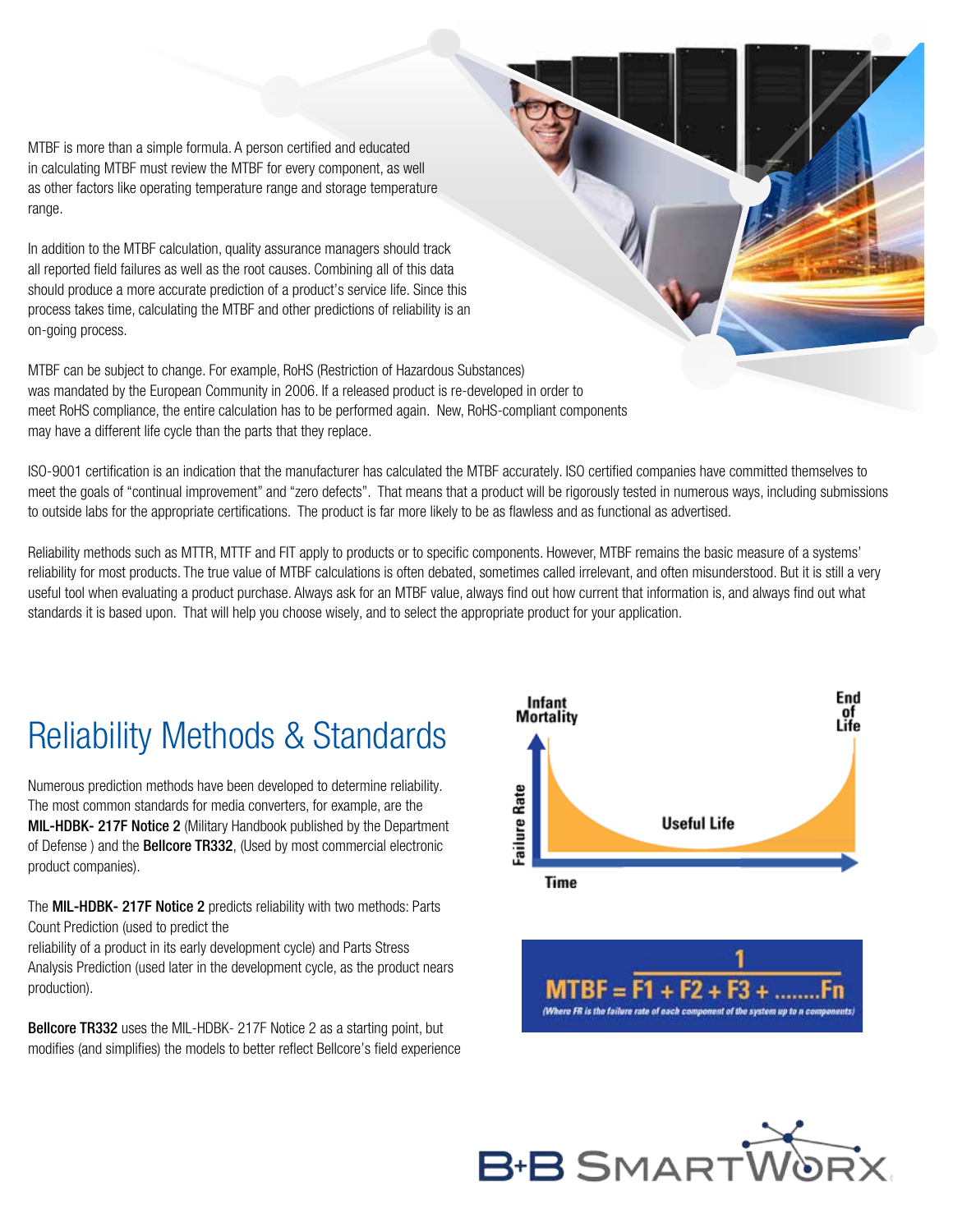MTBF is more than a simple formula. A person certified and educated in calculating MTBF must review the MTBF for every component, as well as other factors like operating temperature range and storage temperature range.

In addition to the MTBF calculation, quality assurance managers should track all reported field failures as well as the root causes. Combining all of this data should produce a more accurate prediction of a product's service life. Since this process takes time, calculating the MTBF and other predictions of reliability is an on-going process.

MTBF can be subject to change. For example, RoHS (Restriction of Hazardous Substances) was mandated by the European Community in 2006. If a released product is re-developed in order to meet RoHS compliance, the entire calculation has to be performed again. New, RoHS-compliant components may have a different life cycle than the parts that they replace.

ISO-9001 certification is an indication that the manufacturer has calculated the MTBF accurately. ISO certified companies have committed themselves to meet the goals of "continual improvement" and "zero defects". That means that a product will be rigorously tested in numerous ways, including submissions to outside labs for the appropriate certifications. The product is far more likely to be as flawless and as functional as advertised.

Reliability methods such as MTTR, MTTF and FIT apply to products or to specific components. However, MTBF remains the basic measure of a systems' reliability for most products. The true value of MTBF calculations is often debated, sometimes called irrelevant, and often misunderstood. But it is still a very useful tool when evaluating a product purchase. Always ask for an MTBF value, always find out how current that information is, and always find out what standards it is based upon. That will help you choose wisely, and to select the appropriate product for your application.

## Reliability Methods & Standards

Numerous prediction methods have been developed to determine reliability. The most common standards for media converters, for example, are the **MIL-HDBK- 217F Notice 2** (Military Handbook published by the Department of Defense ) and the **Bellcore TR332**, (Used by most commercial electronic product companies).

The **MIL-HDBK- 217F Notice 2** predicts reliability with two methods: Parts Count Prediction (used to predict the reliability of a product in its early development cycle) and Parts Stress Analysis Prediction (used later in the development cycle, as the product nears production).

**Bellcore TR332** uses the MIL-HDBK- 217F Notice 2 as a starting point, but modifies (and simplifies) the models to better reflect Bellcore's field experience

Infant Mortality — Useful Life — End of Life

Failure Rate / Time

$$MTBF = \frac{1}{F1 + F2 + F3 + \ldots\ldots Fn}$$

*(Where FR is the failure rate of each component of the system up to n components)*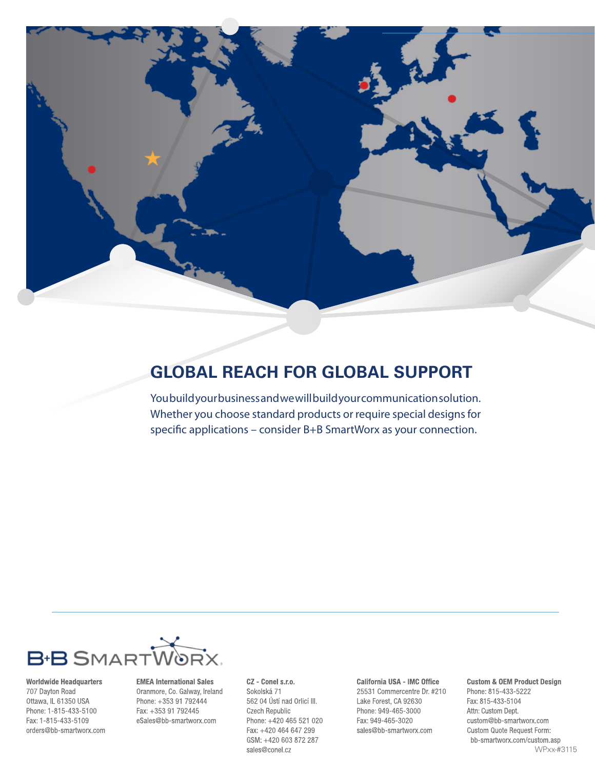## GLOBAL REACH FOR GLOBAL SUPPORT

You build your business and we will build your communication solution. Whether you choose standard products or require special designs for specific applications – consider B+B SmartWorx as your connection.

B+B SMARTWORX

**Worldwide Headquarters**
707 Dayton Road
Ottawa, IL 61350 USA
Phone: 1-815-433-5100
Fax: 1-815-433-5109
orders@bb-smartworx.com

**EMEA International Sales**
Oranmore, Co. Galway, Ireland
Phone: +353 91 792444
Fax: +353 91 792445
eSales@bb-smartworx.com

**CZ - Conel s.r.o.**
Sokolská 71
562 04 Ústí nad Orlicí III.
Czech Republic
Phone: +420 465 521 020
Fax: +420 464 647 299
GSM: +420 603 872 287
sales@conel.cz

**California USA - IMC Office**
25531 Commercentre Dr. #210
Lake Forest, CA 92630
Phone: 949-465-3000
Fax: 949-465-3020
sales@bb-smartworx.com

**Custom & OEM Product Design**
Phone: 815-433-5222
Fax: 815-433-5104
Attn: Custom Dept.
custom@bb-smartworx.com
Custom Quote Request Form:
bb-smartworx.com/custom.asp

WPxx-#3115